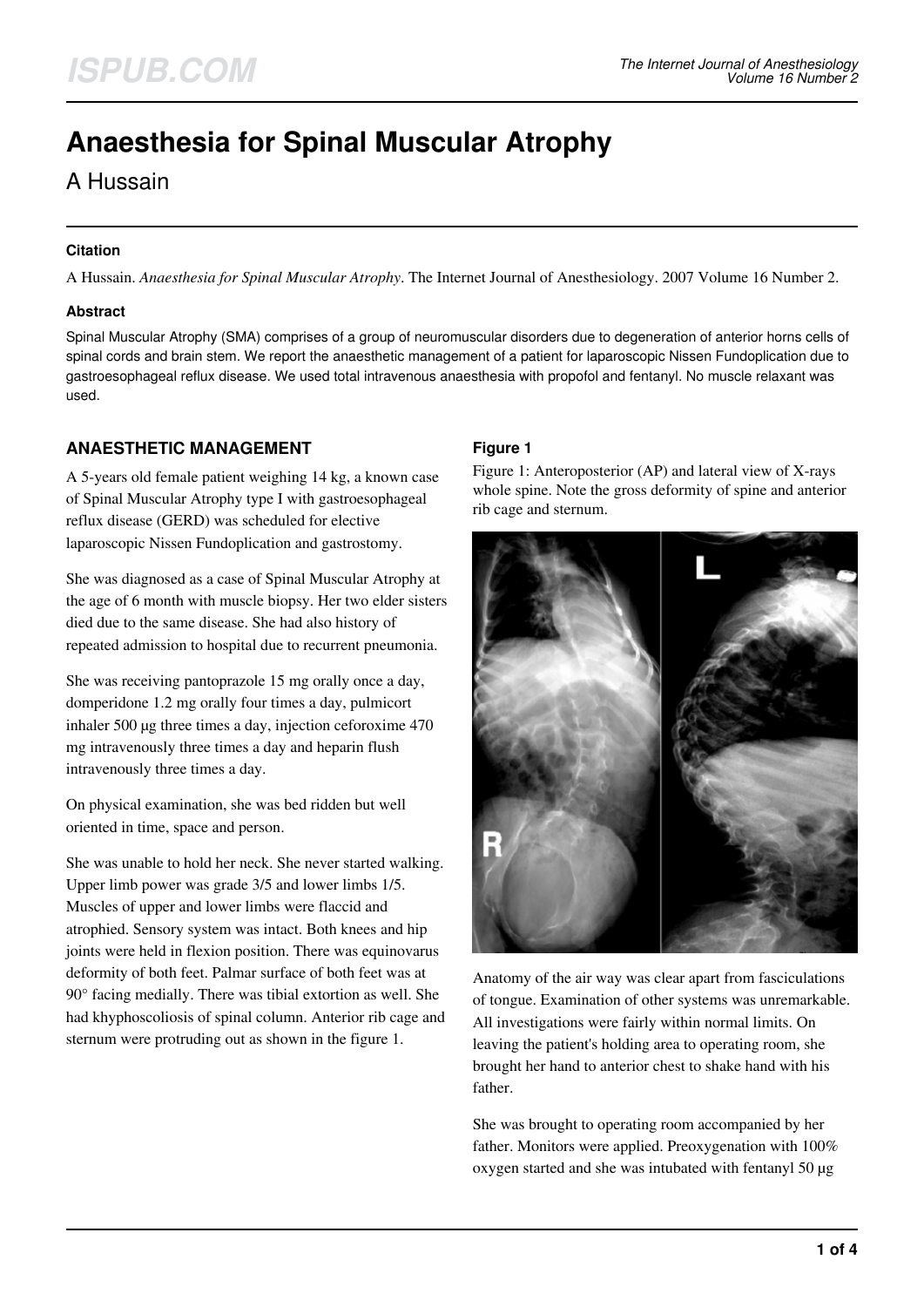# Anaesthesia for Spinal Muscular Atrophy

A Hussain

### Citation

A Hussain. *Anaesthesia for Spinal Muscular Atrophy*. The Internet Journal of Anesthesiology. 2007 Volume 16 Number 2.

### Abstract

Spinal Muscular Atrophy (SMA) comprises of a group of neuromuscular disorders due to degeneration of anterior horns cells of spinal cords and brain stem. We report the anaesthetic management of a patient for laparoscopic Nissen Fundoplication due to gastroesophageal reflux disease. We used total intravenous anaesthesia with propofol and fentanyl. No muscle relaxant was used.

## ANAESTHETIC MANAGEMENT

A 5-years old female patient weighing 14 kg, a known case of Spinal Muscular Atrophy type I with gastroesophageal reflux disease (GERD) was scheduled for elective laparoscopic Nissen Fundoplication and gastrostomy.

She was diagnosed as a case of Spinal Muscular Atrophy at the age of 6 month with muscle biopsy. Her two elder sisters died due to the same disease. She had also history of repeated admission to hospital due to recurrent pneumonia.

She was receiving pantoprazole 15 mg orally once a day, domperidone 1.2 mg orally four times a day, pulmicort inhaler 500 µg three times a day, injection ceforoxime 470 mg intravenously three times a day and heparin flush intravenously three times a day.

On physical examination, she was bed ridden but well oriented in time, space and person.

She was unable to hold her neck. She never started walking. Upper limb power was grade 3/5 and lower limbs 1/5. Muscles of upper and lower limbs were flaccid and atrophied. Sensory system was intact. Both knees and hip joints were held in flexion position. There was equinovarus deformity of both feet. Palmar surface of both feet was at 90° facing medially. There was tibial extortion as well. She had khyphoscoliosis of spinal column. Anterior rib cage and sternum were protruding out as shown in the figure 1.

### Figure 1

Figure 1: Anteroposterior (AP) and lateral view of X-rays whole spine. Note the gross deformity of spine and anterior rib cage and sternum.

Anatomy of the air way was clear apart from fasciculations of tongue. Examination of other systems was unremarkable. All investigations were fairly within normal limits. On leaving the patient's holding area to operating room, she brought her hand to anterior chest to shake hand with his father.

She was brought to operating room accompanied by her father. Monitors were applied. Preoxygenation with 100% oxygen started and she was intubated with fentanyl 50 µg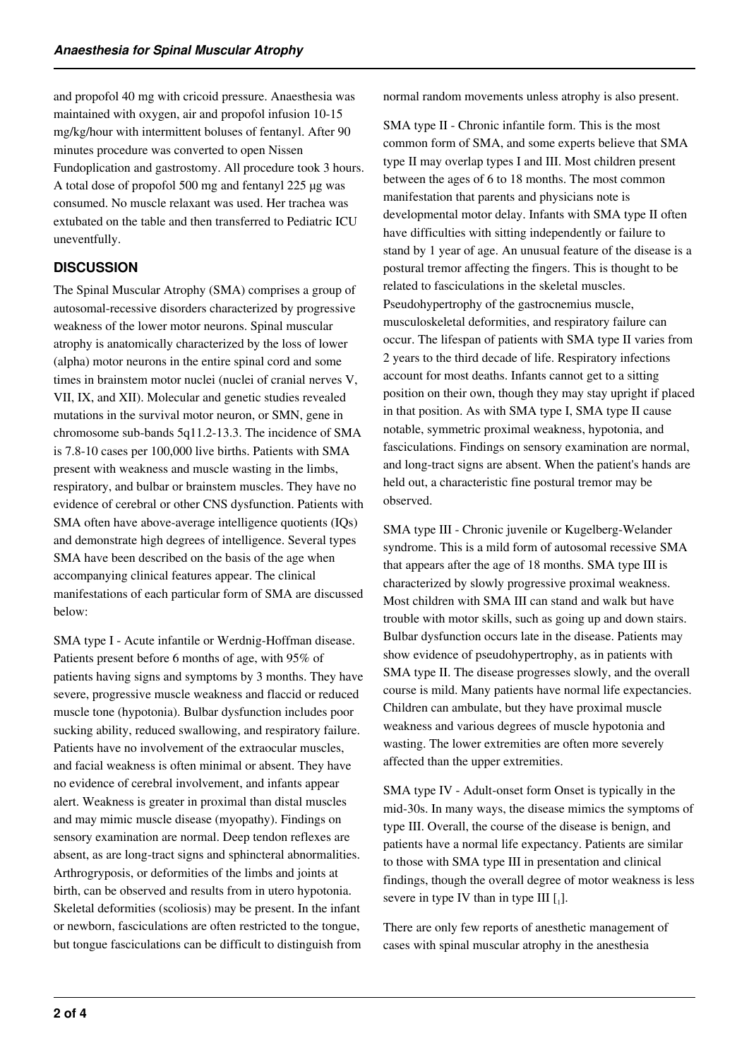and propofol 40 mg with cricoid pressure. Anaesthesia was maintained with oxygen, air and propofol infusion 10-15 mg/kg/hour with intermittent boluses of fentanyl. After 90 minutes procedure was converted to open Nissen Fundoplication and gastrostomy. All procedure took 3 hours. A total dose of propofol 500 mg and fentanyl 225 µg was consumed. No muscle relaxant was used. Her trachea was extubated on the table and then transferred to Pediatric ICU uneventfully.

## DISCUSSION

The Spinal Muscular Atrophy (SMA) comprises a group of autosomal-recessive disorders characterized by progressive weakness of the lower motor neurons. Spinal muscular atrophy is anatomically characterized by the loss of lower (alpha) motor neurons in the entire spinal cord and some times in brainstem motor nuclei (nuclei of cranial nerves V, VII, IX, and XII). Molecular and genetic studies revealed mutations in the survival motor neuron, or SMN, gene in chromosome sub-bands 5q11.2-13.3. The incidence of SMA is 7.8-10 cases per 100,000 live births. Patients with SMA present with weakness and muscle wasting in the limbs, respiratory, and bulbar or brainstem muscles. They have no evidence of cerebral or other CNS dysfunction. Patients with SMA often have above-average intelligence quotients (IQs) and demonstrate high degrees of intelligence. Several types SMA have been described on the basis of the age when accompanying clinical features appear. The clinical manifestations of each particular form of SMA are discussed below:

SMA type I - Acute infantile or Werdnig-Hoffman disease. Patients present before 6 months of age, with 95% of patients having signs and symptoms by 3 months. They have severe, progressive muscle weakness and flaccid or reduced muscle tone (hypotonia). Bulbar dysfunction includes poor sucking ability, reduced swallowing, and respiratory failure. Patients have no involvement of the extraocular muscles, and facial weakness is often minimal or absent. They have no evidence of cerebral involvement, and infants appear alert. Weakness is greater in proximal than distal muscles and may mimic muscle disease (myopathy). Findings on sensory examination are normal. Deep tendon reflexes are absent, as are long-tract signs and sphincteral abnormalities. Arthrogryposis, or deformities of the limbs and joints at birth, can be observed and results from in utero hypotonia. Skeletal deformities (scoliosis) may be present. In the infant or newborn, fasciculations are often restricted to the tongue, but tongue fasciculations can be difficult to distinguish from normal random movements unless atrophy is also present.

SMA type II - Chronic infantile form. This is the most common form of SMA, and some experts believe that SMA type II may overlap types I and III. Most children present between the ages of 6 to 18 months. The most common manifestation that parents and physicians note is developmental motor delay. Infants with SMA type II often have difficulties with sitting independently or failure to stand by 1 year of age. An unusual feature of the disease is a postural tremor affecting the fingers. This is thought to be related to fasciculations in the skeletal muscles. Pseudohypertrophy of the gastrocnemius muscle, musculoskeletal deformities, and respiratory failure can occur. The lifespan of patients with SMA type II varies from 2 years to the third decade of life. Respiratory infections account for most deaths. Infants cannot get to a sitting position on their own, though they may stay upright if placed in that position. As with SMA type I, SMA type II cause notable, symmetric proximal weakness, hypotonia, and fasciculations. Findings on sensory examination are normal, and long-tract signs are absent. When the patient's hands are held out, a characteristic fine postural tremor may be observed.

SMA type III - Chronic juvenile or Kugelberg-Welander syndrome. This is a mild form of autosomal recessive SMA that appears after the age of 18 months. SMA type III is characterized by slowly progressive proximal weakness. Most children with SMA III can stand and walk but have trouble with motor skills, such as going up and down stairs. Bulbar dysfunction occurs late in the disease. Patients may show evidence of pseudohypertrophy, as in patients with SMA type II. The disease progresses slowly, and the overall course is mild. Many patients have normal life expectancies. Children can ambulate, but they have proximal muscle weakness and various degrees of muscle hypotonia and wasting. The lower extremities are often more severely affected than the upper extremities.

SMA type IV - Adult-onset form Onset is typically in the mid-30s. In many ways, the disease mimics the symptoms of type III. Overall, the course of the disease is benign, and patients have a normal life expectancy. Patients are similar to those with SMA type III in presentation and clinical findings, though the overall degree of motor weakness is less severe in type IV than in type III [1].

There are only few reports of anesthetic management of cases with spinal muscular atrophy in the anesthesia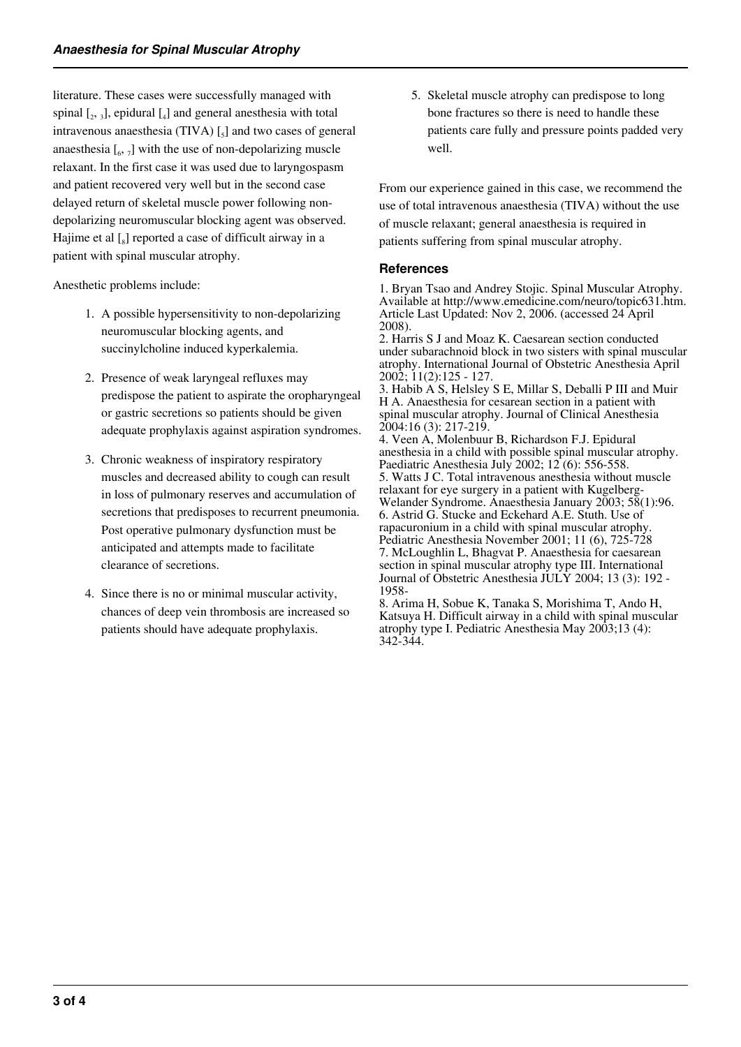literature. These cases were successfully managed with spinal [2, 3], epidural [4] and general anesthesia with total intravenous anaesthesia (TIVA) [5] and two cases of general anaesthesia [6, 7] with the use of non-depolarizing muscle relaxant. In the first case it was used due to laryngospasm and patient recovered very well but in the second case delayed return of skeletal muscle power following non-depolarizing neuromuscular blocking agent was observed. Hajime et al [8] reported a case of difficult airway in a patient with spinal muscular atrophy.

Anesthetic problems include:

1. A possible hypersensitivity to non-depolarizing neuromuscular blocking agents, and succinylcholine induced kyperkalemia.
2. Presence of weak laryngeal refluxes may predispose the patient to aspirate the oropharyngeal or gastric secretions so patients should be given adequate prophylaxis against aspiration syndromes.
3. Chronic weakness of inspiratory respiratory muscles and decreased ability to cough can result in loss of pulmonary reserves and accumulation of secretions that predisposes to recurrent pneumonia. Post operative pulmonary dysfunction must be anticipated and attempts made to facilitate clearance of secretions.
4. Since there is no or minimal muscular activity, chances of deep vein thrombosis are increased so patients should have adequate prophylaxis.
5. Skeletal muscle atrophy can predispose to long bone fractures so there is need to handle these patients care fully and pressure points padded very well.

From our experience gained in this case, we recommend the use of total intravenous anaesthesia (TIVA) without the use of muscle relaxant; general anaesthesia is required in patients suffering from spinal muscular atrophy.

## References

1. Bryan Tsao and Andrey Stojic. Spinal Muscular Atrophy. Available at http://www.emedicine.com/neuro/topic631.htm. Article Last Updated: Nov 2, 2006. (accessed 24 April 2008).
2. Harris S J and Moaz K. Caesarean section conducted under subarachnoid block in two sisters with spinal muscular atrophy. International Journal of Obstetric Anesthesia April 2002; 11(2):125 - 127.
3. Habib A S, Helsley S E, Millar S, Deballi P III and Muir H A. Anaesthesia for cesarean section in a patient with spinal muscular atrophy. Journal of Clinical Anesthesia 2004:16 (3): 217-219.
4. Veen A, Molenbuur B, Richardson F.J. Epidural anesthesia in a child with possible spinal muscular atrophy. Paediatric Anesthesia July 2002; 12 (6): 556-558.
5. Watts J C. Total intravenous anesthesia without muscle relaxant for eye surgery in a patient with Kugelberg-Welander Syndrome. Anaesthesia January 2003; 58(1):96.
6. Astrid G. Stucke and Eckehard A.E. Stuth. Use of rapacuronium in a child with spinal muscular atrophy. Pediatric Anesthesia November 2001; 11 (6), 725-728
7. McLoughlin L, Bhagvat P. Anaesthesia for caesarean section in spinal muscular atrophy type III. International Journal of Obstetric Anesthesia JULY 2004; 13 (3): 192 - 1958-
8. Arima H, Sobue K, Tanaka S, Morishima T, Ando H, Katsuya H. Difficult airway in a child with spinal muscular atrophy type I. Pediatric Anesthesia May 2003;13 (4): 342-344.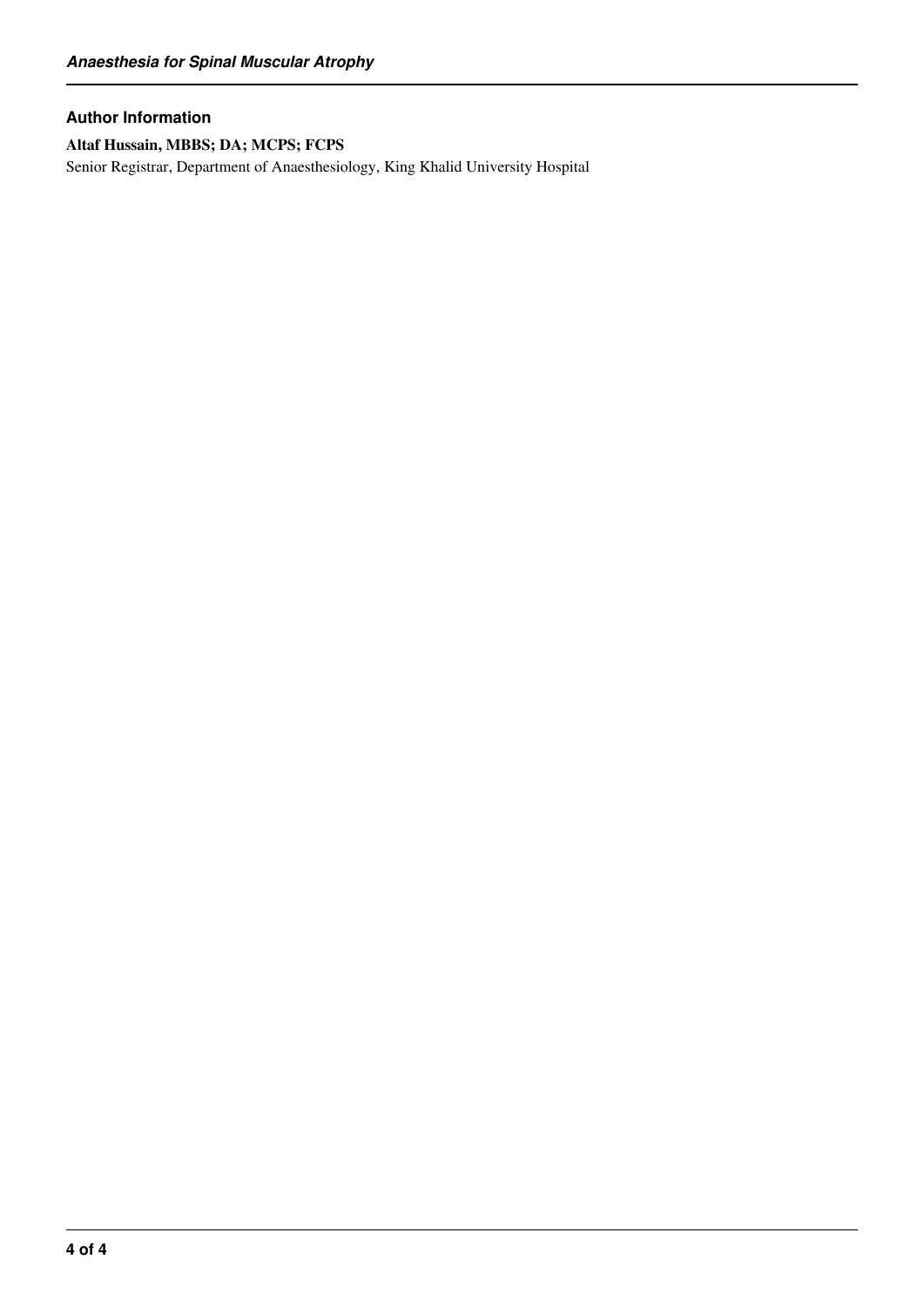## Author Information

**Altaf Hussain, MBBS; DA; MCPS; FCPS**

Senior Registrar, Department of Anaesthesiology, King Khalid University Hospital